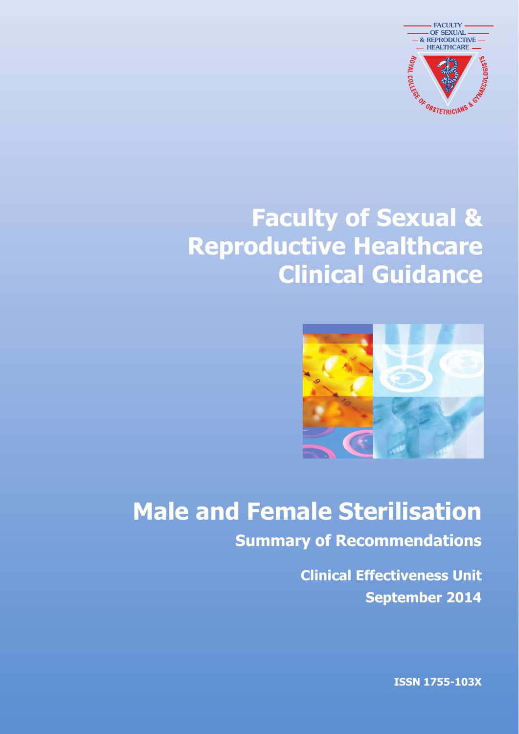# Faculty of Sexual & Reproductive Healthcare Clinical Guidance

# Male and Female Sterilisation

## Summary of Recommendations

**Clinical Effectiveness Unit**
**September 2014**

**ISSN 1755-103X**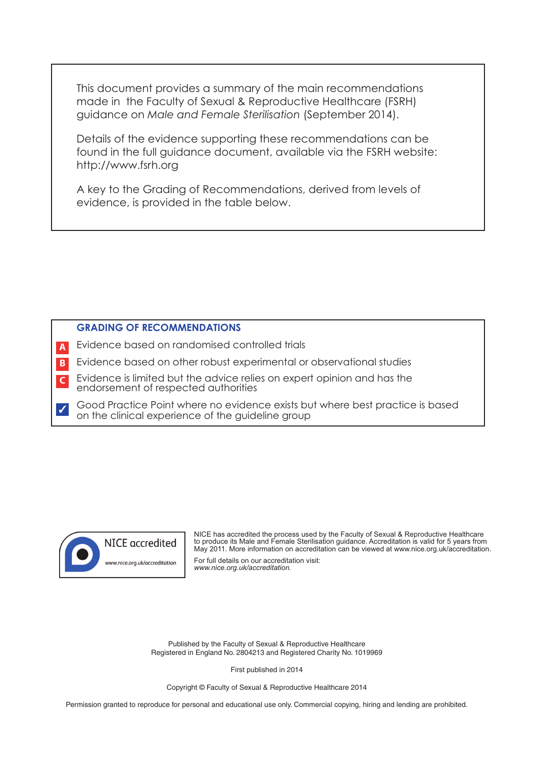This document provides a summary of the main recommendations made in the Faculty of Sexual & Reproductive Healthcare (FSRH) guidance on *Male and Female Sterilisation* (September 2014).

Details of the evidence supporting these recommendations can be found in the full guidance document, available via the FSRH website: http://www.fsrh.org

A key to the Grading of Recommendations, derived from levels of evidence, is provided in the table below.

## GRADING OF RECOMMENDATIONS

| Grade | Description |
|---|---|
| A | Evidence based on randomised controlled trials |
| B | Evidence based on other robust experimental or observational studies |
| C | Evidence is limited but the advice relies on expert opinion and has the endorsement of respected authorities |
| ✓ | Good Practice Point where no evidence exists but where best practice is based on the clinical experience of the guideline group |

NICE accredited
www.nice.org.uk/accreditation

NICE has accredited the process used by the Faculty of Sexual & Reproductive Healthcare to produce its Male and Female Sterilisation guidance. Accreditation is valid for 5 years from May 2011. More information on accreditation can be viewed at www.nice.org.uk/accreditation.

For full details on our accreditation visit: *www.nice.org.uk/accreditation.*

Published by the Faculty of Sexual & Reproductive Healthcare
Registered in England No. 2804213 and Registered Charity No. 1019969

First published in 2014

Copyright © Faculty of Sexual & Reproductive Healthcare 2014

Permission granted to reproduce for personal and educational use only. Commercial copying, hiring and lending are prohibited.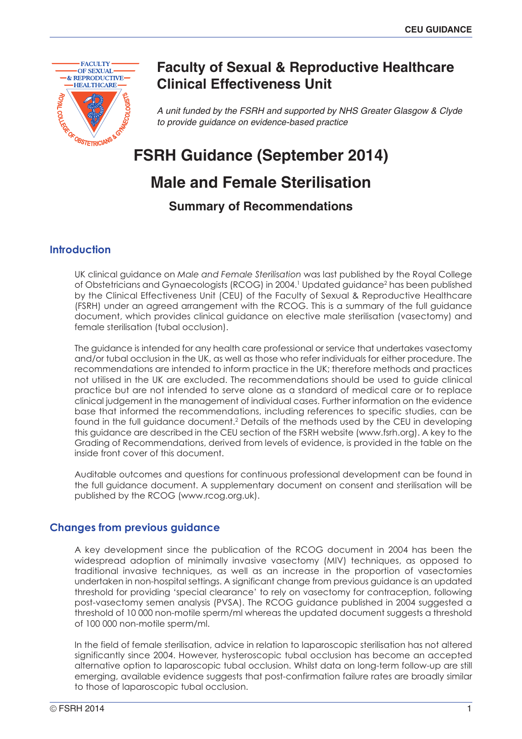# Faculty of Sexual & Reproductive Healthcare Clinical Effectiveness Unit

*A unit funded by the FSRH and supported by NHS Greater Glasgow & Clyde to provide guidance on evidence-based practice*

# FSRH Guidance (September 2014)

# Male and Female Sterilisation

## Summary of Recommendations

## Introduction

UK clinical guidance on *Male and Female Sterilisation* was last published by the Royal College of Obstetricians and Gynaecologists (RCOG) in 2004.[1] Updated guidance[2] has been published by the Clinical Effectiveness Unit (CEU) of the Faculty of Sexual & Reproductive Healthcare (FSRH) under an agreed arrangement with the RCOG. This is a summary of the full guidance document, which provides clinical guidance on elective male sterilisation (vasectomy) and female sterilisation (tubal occlusion).

The guidance is intended for any health care professional or service that undertakes vasectomy and/or tubal occlusion in the UK, as well as those who refer individuals for either procedure. The recommendations are intended to inform practice in the UK; therefore methods and practices not utilised in the UK are excluded. The recommendations should be used to guide clinical practice but are not intended to serve alone as a standard of medical care or to replace clinical judgement in the management of individual cases. Further information on the evidence base that informed the recommendations, including references to specific studies, can be found in the full guidance document.[2] Details of the methods used by the CEU in developing this guidance are described in the CEU section of the FSRH website (www.fsrh.org). A key to the Grading of Recommendations, derived from levels of evidence, is provided in the table on the inside front cover of this document.

Auditable outcomes and questions for continuous professional development can be found in the full guidance document. A supplementary document on consent and sterilisation will be published by the RCOG (www.rcog.org.uk).

## Changes from previous guidance

A key development since the publication of the RCOG document in 2004 has been the widespread adoption of minimally invasive vasectomy (MIV) techniques, as opposed to traditional invasive techniques, as well as an increase in the proportion of vasectomies undertaken in non-hospital settings. A significant change from previous guidance is an updated threshold for providing 'special clearance' to rely on vasectomy for contraception, following post-vasectomy semen analysis (PVSA). The RCOG guidance published in 2004 suggested a threshold of 10 000 non-motile sperm/ml whereas the updated document suggests a threshold of 100 000 non-motile sperm/ml.

In the field of female sterilisation, advice in relation to laparoscopic sterilisation has not altered significantly since 2004. However, hysteroscopic tubal occlusion has become an accepted alternative option to laparoscopic tubal occlusion. Whilst data on long-term follow-up are still emerging, available evidence suggests that post-confirmation failure rates are broadly similar to those of laparoscopic tubal occlusion.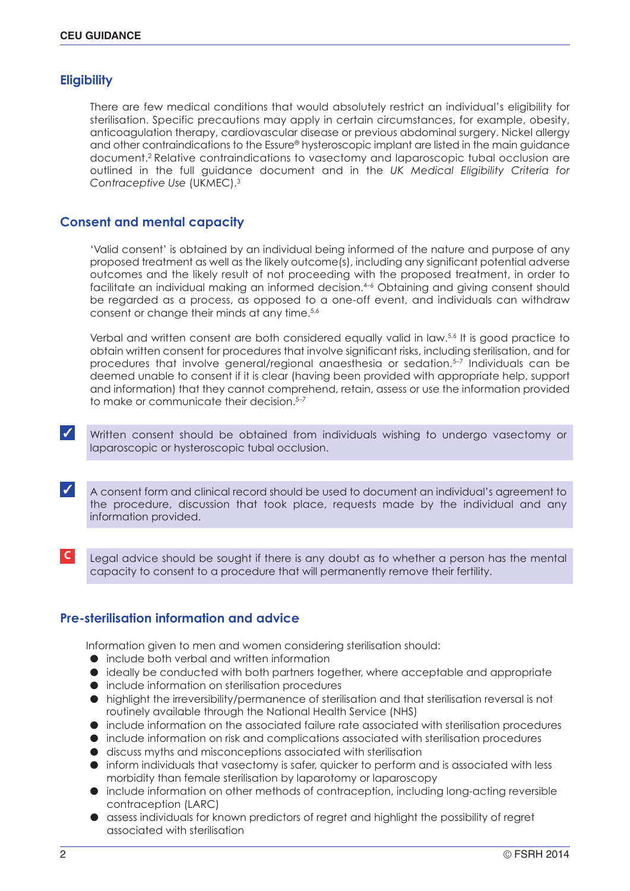## Eligibility

There are few medical conditions that would absolutely restrict an individual's eligibility for sterilisation. Specific precautions may apply in certain circumstances, for example, obesity, anticoagulation therapy, cardiovascular disease or previous abdominal surgery. Nickel allergy and other contraindications to the Essure® hysteroscopic implant are listed in the main guidance document.[2] Relative contraindications to vasectomy and laparoscopic tubal occlusion are outlined in the full guidance document and in the *UK Medical Eligibility Criteria for Contraceptive Use* (UKMEC).[3]

## Consent and mental capacity

'Valid consent' is obtained by an individual being informed of the nature and purpose of any proposed treatment as well as the likely outcome(s), including any significant potential adverse outcomes and the likely result of not proceeding with the proposed treatment, in order to facilitate an individual making an informed decision.[4–6] Obtaining and giving consent should be regarded as a process, as opposed to a one-off event, and individuals can withdraw consent or change their minds at any time.[5,6]

Verbal and written consent are both considered equally valid in law.[5,6] It is good practice to obtain written consent for procedures that involve significant risks, including sterilisation, and for procedures that involve general/regional anaesthesia or sedation.[5–7] Individuals can be deemed unable to consent if it is clear (having been provided with appropriate help, support and information) that they cannot comprehend, retain, assess or use the information provided to make or communicate their decision.[5–7]

✓ Written consent should be obtained from individuals wishing to undergo vasectomy or laparoscopic or hysteroscopic tubal occlusion.

✓ A consent form and clinical record should be used to document an individual's agreement to the procedure, discussion that took place, requests made by the individual and any information provided.

**C** Legal advice should be sought if there is any doubt as to whether a person has the mental capacity to consent to a procedure that will permanently remove their fertility.

## Pre-sterilisation information and advice

Information given to men and women considering sterilisation should:

- include both verbal and written information
- ideally be conducted with both partners together, where acceptable and appropriate
- include information on sterilisation procedures
- highlight the irreversibility/permanence of sterilisation and that sterilisation reversal is not routinely available through the National Health Service (NHS)
- include information on the associated failure rate associated with sterilisation procedures
- include information on risk and complications associated with sterilisation procedures
- discuss myths and misconceptions associated with sterilisation
- inform individuals that vasectomy is safer, quicker to perform and is associated with less morbidity than female sterilisation by laparotomy or laparoscopy
- include information on other methods of contraception, including long-acting reversible contraception (LARC)
- assess individuals for known predictors of regret and highlight the possibility of regret associated with sterilisation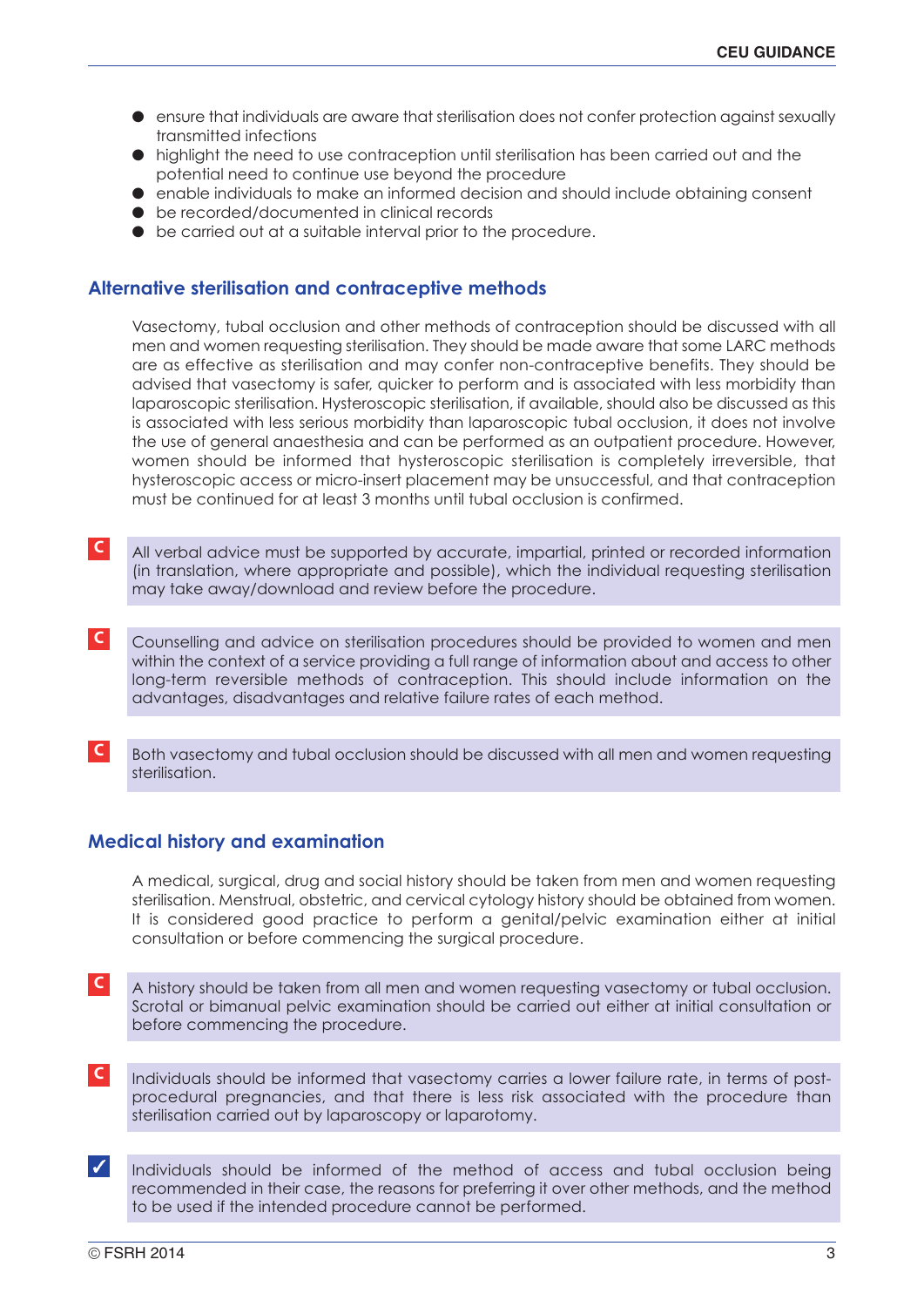- ensure that individuals are aware that sterilisation does not confer protection against sexually transmitted infections
- highlight the need to use contraception until sterilisation has been carried out and the potential need to continue use beyond the procedure
- enable individuals to make an informed decision and should include obtaining consent
- be recorded/documented in clinical records
- be carried out at a suitable interval prior to the procedure.

## Alternative sterilisation and contraceptive methods

Vasectomy, tubal occlusion and other methods of contraception should be discussed with all men and women requesting sterilisation. They should be made aware that some LARC methods are as effective as sterilisation and may confer non-contraceptive benefits. They should be advised that vasectomy is safer, quicker to perform and is associated with less morbidity than laparoscopic sterilisation. Hysteroscopic sterilisation, if available, should also be discussed as this is associated with less serious morbidity than laparoscopic tubal occlusion, it does not involve the use of general anaesthesia and can be performed as an outpatient procedure. However, women should be informed that hysteroscopic sterilisation is completely irreversible, that hysteroscopic access or micro-insert placement may be unsuccessful, and that contraception must be continued for at least 3 months until tubal occlusion is confirmed.

**C** All verbal advice must be supported by accurate, impartial, printed or recorded information (in translation, where appropriate and possible), which the individual requesting sterilisation may take away/download and review before the procedure.

**C** Counselling and advice on sterilisation procedures should be provided to women and men within the context of a service providing a full range of information about and access to other long-term reversible methods of contraception. This should include information on the advantages, disadvantages and relative failure rates of each method.

**C** Both vasectomy and tubal occlusion should be discussed with all men and women requesting sterilisation.

## Medical history and examination

A medical, surgical, drug and social history should be taken from men and women requesting sterilisation. Menstrual, obstetric, and cervical cytology history should be obtained from women. It is considered good practice to perform a genital/pelvic examination either at initial consultation or before commencing the surgical procedure.

**C** A history should be taken from all men and women requesting vasectomy or tubal occlusion. Scrotal or bimanual pelvic examination should be carried out either at initial consultation or before commencing the procedure.

**C** Individuals should be informed that vasectomy carries a lower failure rate, in terms of post-procedural pregnancies, and that there is less risk associated with the procedure than sterilisation carried out by laparoscopy or laparotomy.

✓ Individuals should be informed of the method of access and tubal occlusion being recommended in their case, the reasons for preferring it over other methods, and the method to be used if the intended procedure cannot be performed.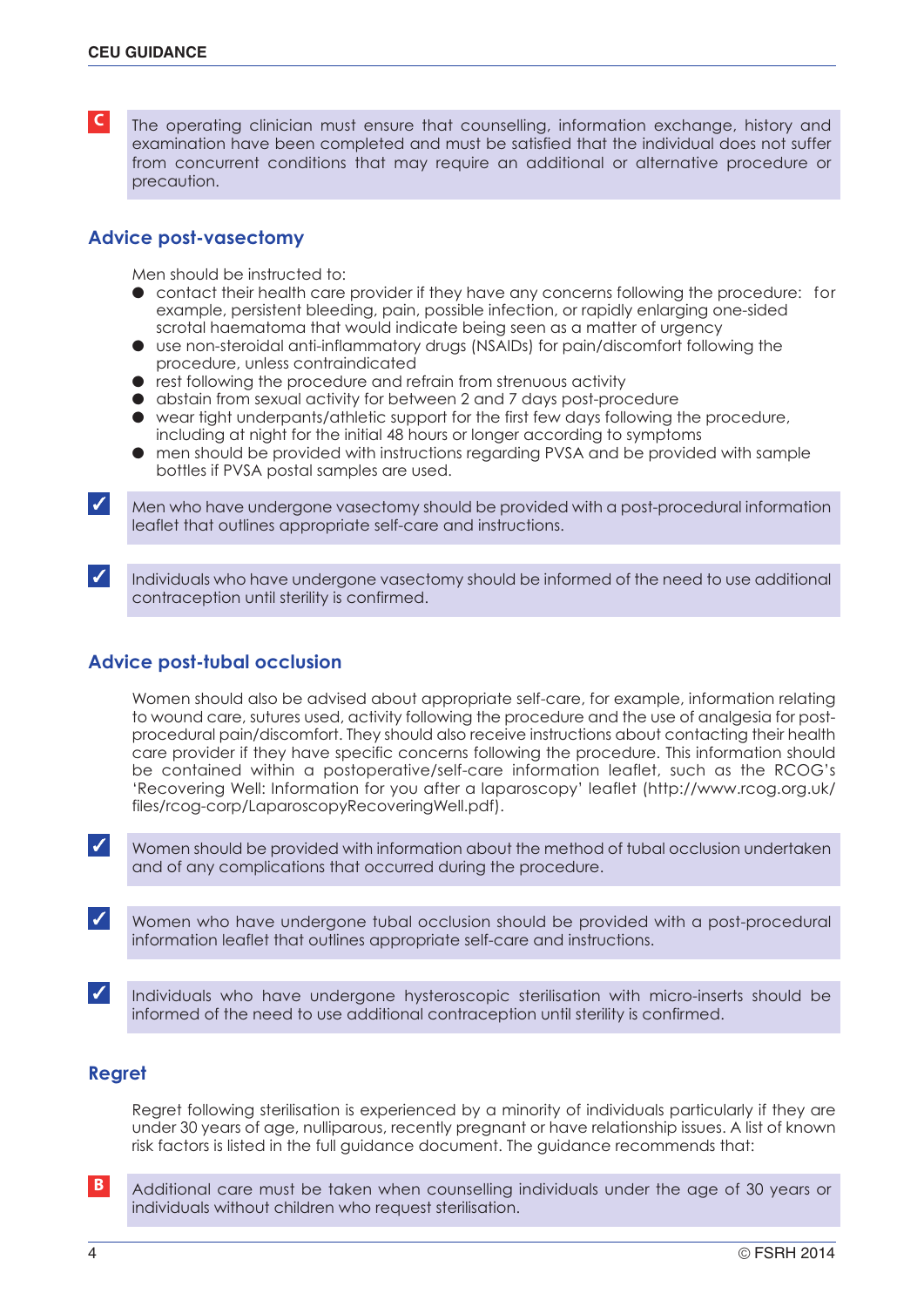**C** The operating clinician must ensure that counselling, information exchange, history and examination have been completed and must be satisfied that the individual does not suffer from concurrent conditions that may require an additional or alternative procedure or precaution.

## Advice post-vasectomy

Men should be instructed to:

- contact their health care provider if they have any concerns following the procedure: for example, persistent bleeding, pain, possible infection, or rapidly enlarging one-sided scrotal haematoma that would indicate being seen as a matter of urgency
- use non-steroidal anti-inflammatory drugs (NSAIDs) for pain/discomfort following the procedure, unless contraindicated
- rest following the procedure and refrain from strenuous activity
- abstain from sexual activity for between 2 and 7 days post-procedure
- wear tight underpants/athletic support for the first few days following the procedure, including at night for the initial 48 hours or longer according to symptoms
- men should be provided with instructions regarding PVSA and be provided with sample bottles if PVSA postal samples are used.

✓ Men who have undergone vasectomy should be provided with a post-procedural information leaflet that outlines appropriate self-care and instructions.

✓ Individuals who have undergone vasectomy should be informed of the need to use additional contraception until sterility is confirmed.

## Advice post-tubal occlusion

Women should also be advised about appropriate self-care, for example, information relating to wound care, sutures used, activity following the procedure and the use of analgesia for post-procedural pain/discomfort. They should also receive instructions about contacting their health care provider if they have specific concerns following the procedure. This information should be contained within a postoperative/self-care information leaflet, such as the RCOG's 'Recovering Well: Information for you after a laparoscopy' leaflet (http://www.rcog.org.uk/files/rcog-corp/LaparoscopyRecoveringWell.pdf).

✓ Women should be provided with information about the method of tubal occlusion undertaken and of any complications that occurred during the procedure.

✓ Women who have undergone tubal occlusion should be provided with a post-procedural information leaflet that outlines appropriate self-care and instructions.

✓ Individuals who have undergone hysteroscopic sterilisation with micro-inserts should be informed of the need to use additional contraception until sterility is confirmed.

## Regret

Regret following sterilisation is experienced by a minority of individuals particularly if they are under 30 years of age, nulliparous, recently pregnant or have relationship issues. A list of known risk factors is listed in the full guidance document. The guidance recommends that:

**B** Additional care must be taken when counselling individuals under the age of 30 years or individuals without children who request sterilisation.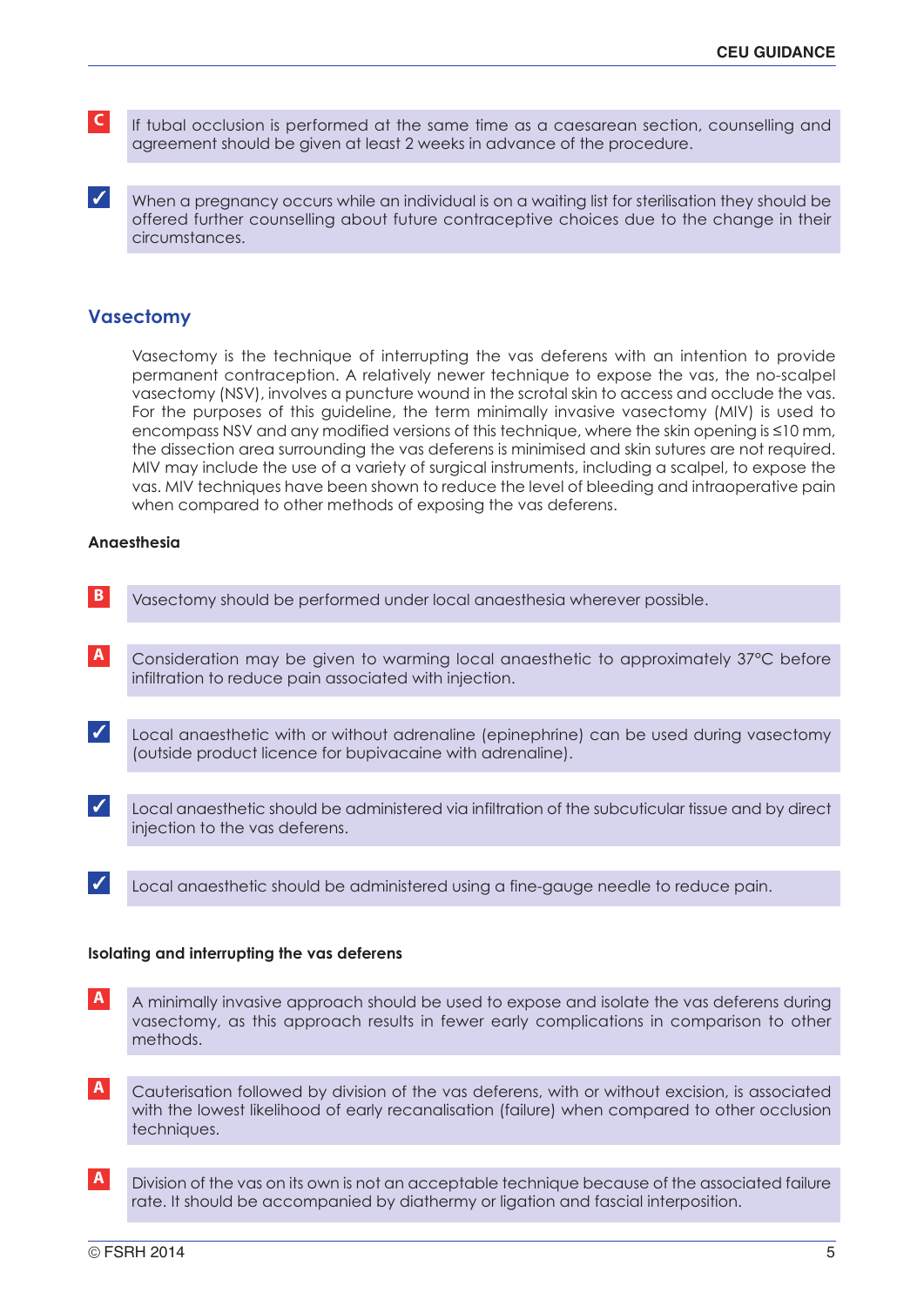**C** If tubal occlusion is performed at the same time as a caesarean section, counselling and agreement should be given at least 2 weeks in advance of the procedure.

**✓** When a pregnancy occurs while an individual is on a waiting list for sterilisation they should be offered further counselling about future contraceptive choices due to the change in their circumstances.

## Vasectomy

Vasectomy is the technique of interrupting the vas deferens with an intention to provide permanent contraception. A relatively newer technique to expose the vas, the no-scalpel vasectomy (NSV), involves a puncture wound in the scrotal skin to access and occlude the vas. For the purposes of this guideline, the term minimally invasive vasectomy (MIV) is used to encompass NSV and any modified versions of this technique, where the skin opening is ≤10 mm, the dissection area surrounding the vas deferens is minimised and skin sutures are not required. MIV may include the use of a variety of surgical instruments, including a scalpel, to expose the vas. MIV techniques have been shown to reduce the level of bleeding and intraoperative pain when compared to other methods of exposing the vas deferens.

### Anaesthesia

**B** Vasectomy should be performed under local anaesthesia wherever possible.

**A** Consideration may be given to warming local anaesthetic to approximately 37°C before infiltration to reduce pain associated with injection.

**✓** Local anaesthetic with or without adrenaline (epinephrine) can be used during vasectomy (outside product licence for bupivacaine with adrenaline).

**✓** Local anaesthetic should be administered via infiltration of the subcuticular tissue and by direct injection to the vas deferens.

**✓** Local anaesthetic should be administered using a fine-gauge needle to reduce pain.

### Isolating and interrupting the vas deferens

**A** A minimally invasive approach should be used to expose and isolate the vas deferens during vasectomy, as this approach results in fewer early complications in comparison to other methods.

**A** Cauterisation followed by division of the vas deferens, with or without excision, is associated with the lowest likelihood of early recanalisation (failure) when compared to other occlusion techniques.

**A** Division of the vas on its own is not an acceptable technique because of the associated failure rate. It should be accompanied by diathermy or ligation and fascial interposition.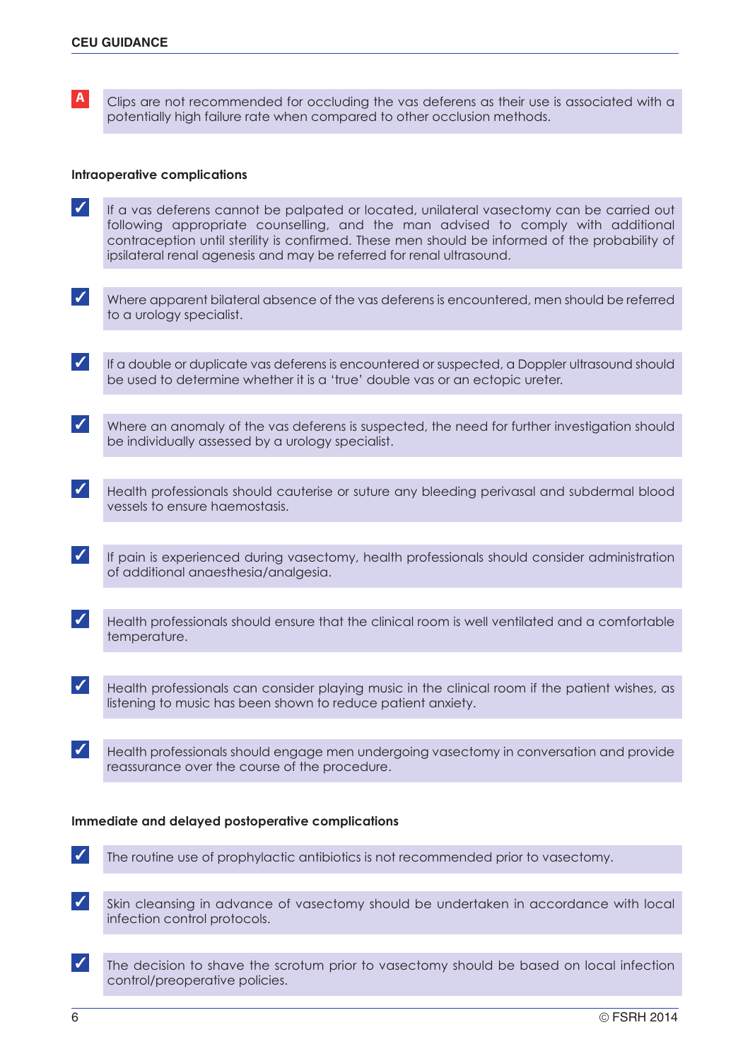**A** Clips are not recommended for occluding the vas deferens as their use is associated with a potentially high failure rate when compared to other occlusion methods.

### Intraoperative complications

✓ If a vas deferens cannot be palpated or located, unilateral vasectomy can be carried out following appropriate counselling, and the man advised to comply with additional contraception until sterility is confirmed. These men should be informed of the probability of ipsilateral renal agenesis and may be referred for renal ultrasound.

✓ Where apparent bilateral absence of the vas deferens is encountered, men should be referred to a urology specialist.

✓ If a double or duplicate vas deferens is encountered or suspected, a Doppler ultrasound should be used to determine whether it is a 'true' double vas or an ectopic ureter.

✓ Where an anomaly of the vas deferens is suspected, the need for further investigation should be individually assessed by a urology specialist.

✓ Health professionals should cauterise or suture any bleeding perivasal and subdermal blood vessels to ensure haemostasis.

✓ If pain is experienced during vasectomy, health professionals should consider administration of additional anaesthesia/analgesia.

✓ Health professionals should ensure that the clinical room is well ventilated and a comfortable temperature.

✓ Health professionals can consider playing music in the clinical room if the patient wishes, as listening to music has been shown to reduce patient anxiety.

✓ Health professionals should engage men undergoing vasectomy in conversation and provide reassurance over the course of the procedure.

### Immediate and delayed postoperative complications

✓ The routine use of prophylactic antibiotics is not recommended prior to vasectomy.

✓ Skin cleansing in advance of vasectomy should be undertaken in accordance with local infection control protocols.

✓ The decision to shave the scrotum prior to vasectomy should be based on local infection control/preoperative policies.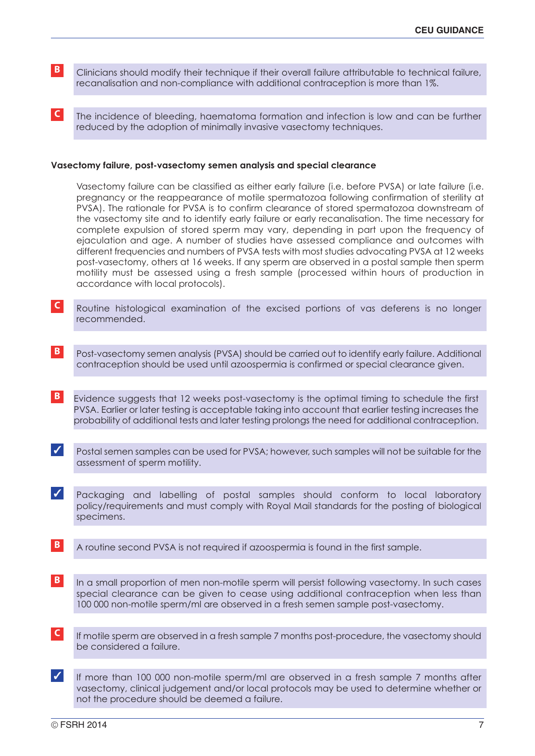**B** Clinicians should modify their technique if their overall failure attributable to technical failure, recanalisation and non-compliance with additional contraception is more than 1%.

**C** The incidence of bleeding, haematoma formation and infection is low and can be further reduced by the adoption of minimally invasive vasectomy techniques.

**Vasectomy failure, post-vasectomy semen analysis and special clearance**

Vasectomy failure can be classified as either early failure (i.e. before PVSA) or late failure (i.e. pregnancy or the reappearance of motile spermatozoa following confirmation of sterility at PVSA). The rationale for PVSA is to confirm clearance of stored spermatozoa downstream of the vasectomy site and to identify early failure or early recanalisation. The time necessary for complete expulsion of stored sperm may vary, depending in part upon the frequency of ejaculation and age. A number of studies have assessed compliance and outcomes with different frequencies and numbers of PVSA tests with most studies advocating PVSA at 12 weeks post-vasectomy, others at 16 weeks. If any sperm are observed in a postal sample then sperm motility must be assessed using a fresh sample (processed within hours of production in accordance with local protocols).

**C** Routine histological examination of the excised portions of vas deferens is no longer recommended.

**B** Post-vasectomy semen analysis (PVSA) should be carried out to identify early failure. Additional contraception should be used until azoospermia is confirmed or special clearance given.

**B** Evidence suggests that 12 weeks post-vasectomy is the optimal timing to schedule the first PVSA. Earlier or later testing is acceptable taking into account that earlier testing increases the probability of additional tests and later testing prolongs the need for additional contraception.

**✓** Postal semen samples can be used for PVSA; however, such samples will not be suitable for the assessment of sperm motility.

**✓** Packaging and labelling of postal samples should conform to local laboratory policy/requirements and must comply with Royal Mail standards for the posting of biological specimens.

**B** A routine second PVSA is not required if azoospermia is found in the first sample.

**B** In a small proportion of men non-motile sperm will persist following vasectomy. In such cases special clearance can be given to cease using additional contraception when less than 100 000 non-motile sperm/ml are observed in a fresh semen sample post-vasectomy.

**C** If motile sperm are observed in a fresh sample 7 months post-procedure, the vasectomy should be considered a failure.

**✓** If more than 100 000 non-motile sperm/ml are observed in a fresh sample 7 months after vasectomy, clinical judgement and/or local protocols may be used to determine whether or not the procedure should be deemed a failure.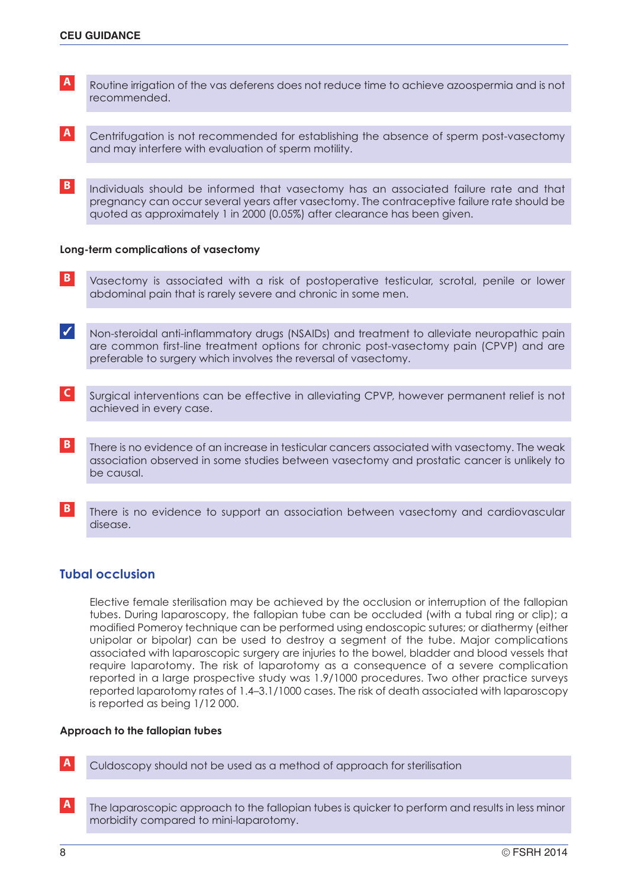**A** Routine irrigation of the vas deferens does not reduce time to achieve azoospermia and is not recommended.

**A** Centrifugation is not recommended for establishing the absence of sperm post-vasectomy and may interfere with evaluation of sperm motility.

**B** Individuals should be informed that vasectomy has an associated failure rate and that pregnancy can occur several years after vasectomy. The contraceptive failure rate should be quoted as approximately 1 in 2000 (0.05%) after clearance has been given.

#### Long-term complications of vasectomy

**B** Vasectomy is associated with a risk of postoperative testicular, scrotal, penile or lower abdominal pain that is rarely severe and chronic in some men.

**✓** Non-steroidal anti-inflammatory drugs (NSAIDs) and treatment to alleviate neuropathic pain are common first-line treatment options for chronic post-vasectomy pain (CPVP) and are preferable to surgery which involves the reversal of vasectomy.

**C** Surgical interventions can be effective in alleviating CPVP, however permanent relief is not achieved in every case.

**B** There is no evidence of an increase in testicular cancers associated with vasectomy. The weak association observed in some studies between vasectomy and prostatic cancer is unlikely to be causal.

**B** There is no evidence to support an association between vasectomy and cardiovascular disease.

## Tubal occlusion

Elective female sterilisation may be achieved by the occlusion or interruption of the fallopian tubes. During laparoscopy, the fallopian tube can be occluded (with a tubal ring or clip); a modified Pomeroy technique can be performed using endoscopic sutures; or diathermy (either unipolar or bipolar) can be used to destroy a segment of the tube. Major complications associated with laparoscopic surgery are injuries to the bowel, bladder and blood vessels that require laparotomy. The risk of laparotomy as a consequence of a severe complication reported in a large prospective study was 1.9/1000 procedures. Two other practice surveys reported laparotomy rates of 1.4–3.1/1000 cases. The risk of death associated with laparoscopy is reported as being 1/12 000.

#### Approach to the fallopian tubes

**A** Culdoscopy should not be used as a method of approach for sterilisation

**A** The laparoscopic approach to the fallopian tubes is quicker to perform and results in less minor morbidity compared to mini-laparotomy.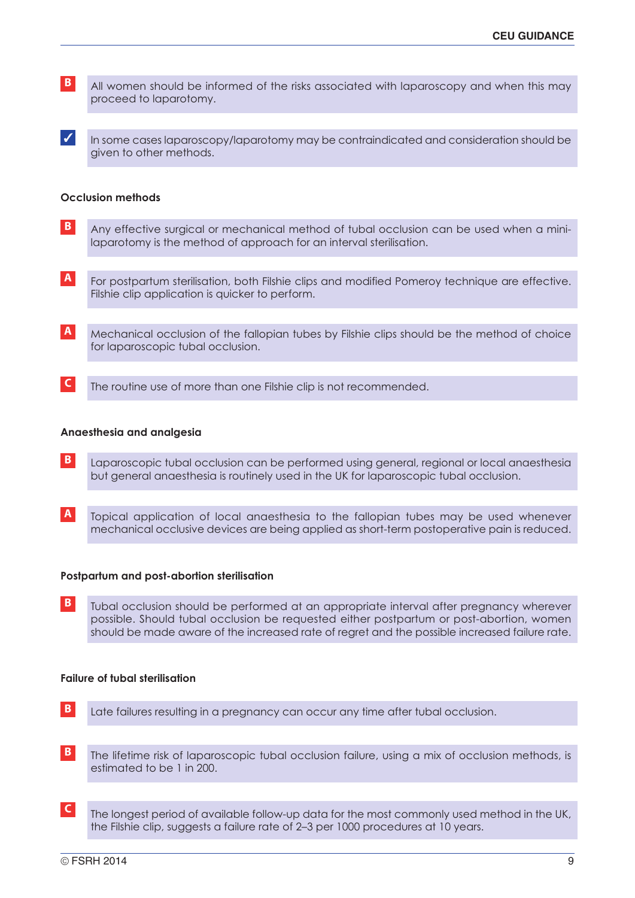**B** All women should be informed of the risks associated with laparoscopy and when this may proceed to laparotomy.

**✓** In some cases laparoscopy/laparotomy may be contraindicated and consideration should be given to other methods.

### Occlusion methods

**B** Any effective surgical or mechanical method of tubal occlusion can be used when a mini-laparotomy is the method of approach for an interval sterilisation.

**A** For postpartum sterilisation, both Filshie clips and modified Pomeroy technique are effective. Filshie clip application is quicker to perform.

**A** Mechanical occlusion of the fallopian tubes by Filshie clips should be the method of choice for laparoscopic tubal occlusion.

**C** The routine use of more than one Filshie clip is not recommended.

### Anaesthesia and analgesia

**B** Laparoscopic tubal occlusion can be performed using general, regional or local anaesthesia but general anaesthesia is routinely used in the UK for laparoscopic tubal occlusion.

**A** Topical application of local anaesthesia to the fallopian tubes may be used whenever mechanical occlusive devices are being applied as short-term postoperative pain is reduced.

### Postpartum and post-abortion sterilisation

**B** Tubal occlusion should be performed at an appropriate interval after pregnancy wherever possible. Should tubal occlusion be requested either postpartum or post-abortion, women should be made aware of the increased rate of regret and the possible increased failure rate.

### Failure of tubal sterilisation

**B** Late failures resulting in a pregnancy can occur any time after tubal occlusion.

**B** The lifetime risk of laparoscopic tubal occlusion failure, using a mix of occlusion methods, is estimated to be 1 in 200.

**C** The longest period of available follow-up data for the most commonly used method in the UK, the Filshie clip, suggests a failure rate of 2–3 per 1000 procedures at 10 years.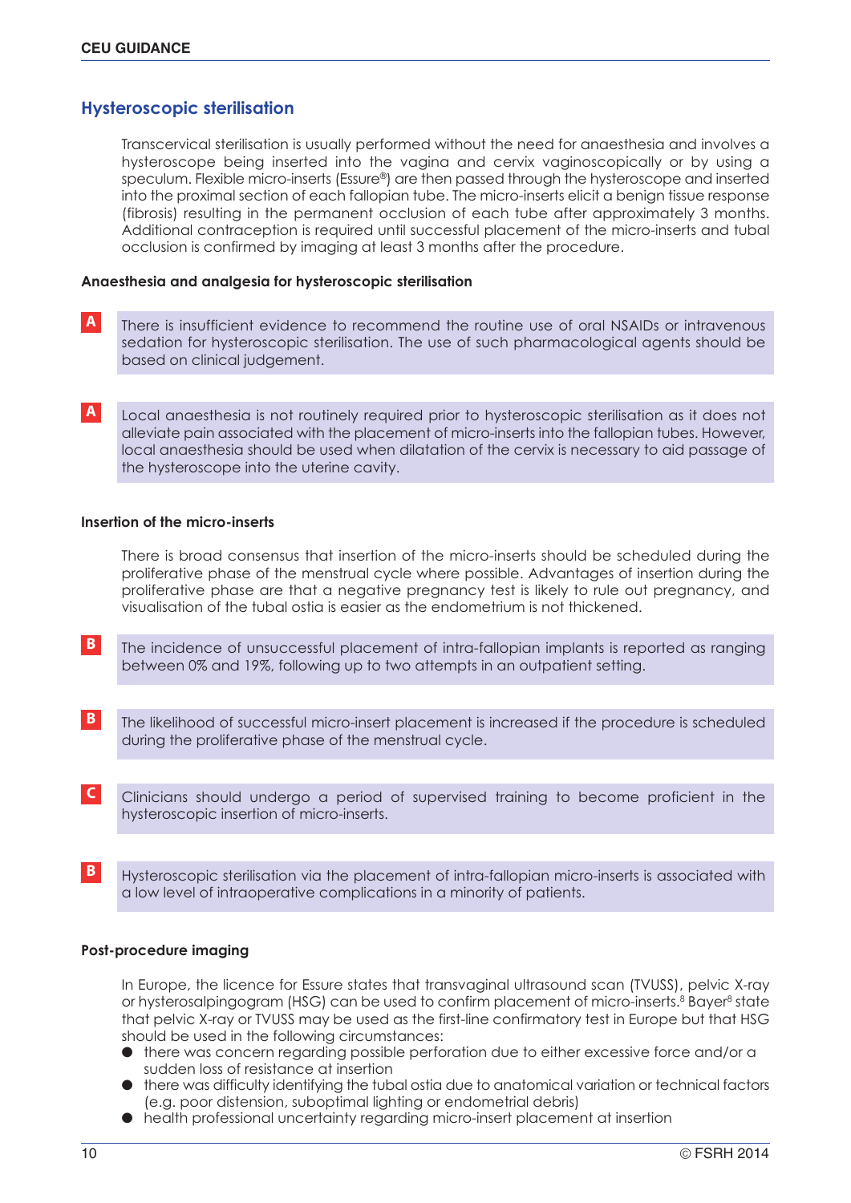## Hysteroscopic sterilisation

Transcervical sterilisation is usually performed without the need for anaesthesia and involves a hysteroscope being inserted into the vagina and cervix vaginoscopically or by using a speculum. Flexible micro-inserts (Essure®) are then passed through the hysteroscope and inserted into the proximal section of each fallopian tube. The micro-inserts elicit a benign tissue response (fibrosis) resulting in the permanent occlusion of each tube after approximately 3 months. Additional contraception is required until successful placement of the micro-inserts and tubal occlusion is confirmed by imaging at least 3 months after the procedure.

### Anaesthesia and analgesia for hysteroscopic sterilisation

**A** There is insufficient evidence to recommend the routine use of oral NSAIDs or intravenous sedation for hysteroscopic sterilisation. The use of such pharmacological agents should be based on clinical judgement.

**A** Local anaesthesia is not routinely required prior to hysteroscopic sterilisation as it does not alleviate pain associated with the placement of micro-inserts into the fallopian tubes. However, local anaesthesia should be used when dilatation of the cervix is necessary to aid passage of the hysteroscope into the uterine cavity.

### Insertion of the micro-inserts

There is broad consensus that insertion of the micro-inserts should be scheduled during the proliferative phase of the menstrual cycle where possible. Advantages of insertion during the proliferative phase are that a negative pregnancy test is likely to rule out pregnancy, and visualisation of the tubal ostia is easier as the endometrium is not thickened.

**B** The incidence of unsuccessful placement of intra-fallopian implants is reported as ranging between 0% and 19%, following up to two attempts in an outpatient setting.

**B** The likelihood of successful micro-insert placement is increased if the procedure is scheduled during the proliferative phase of the menstrual cycle.

**C** Clinicians should undergo a period of supervised training to become proficient in the hysteroscopic insertion of micro-inserts.

**B** Hysteroscopic sterilisation via the placement of intra-fallopian micro-inserts is associated with a low level of intraoperative complications in a minority of patients.

### Post-procedure imaging

In Europe, the licence for Essure states that transvaginal ultrasound scan (TVUSS), pelvic X-ray or hysterosalpingogram (HSG) can be used to confirm placement of micro-inserts.[8] Bayer[8] state that pelvic X-ray or TVUSS may be used as the first-line confirmatory test in Europe but that HSG should be used in the following circumstances:

- there was concern regarding possible perforation due to either excessive force and/or a sudden loss of resistance at insertion
- there was difficulty identifying the tubal ostia due to anatomical variation or technical factors (e.g. poor distension, suboptimal lighting or endometrial debris)
- health professional uncertainty regarding micro-insert placement at insertion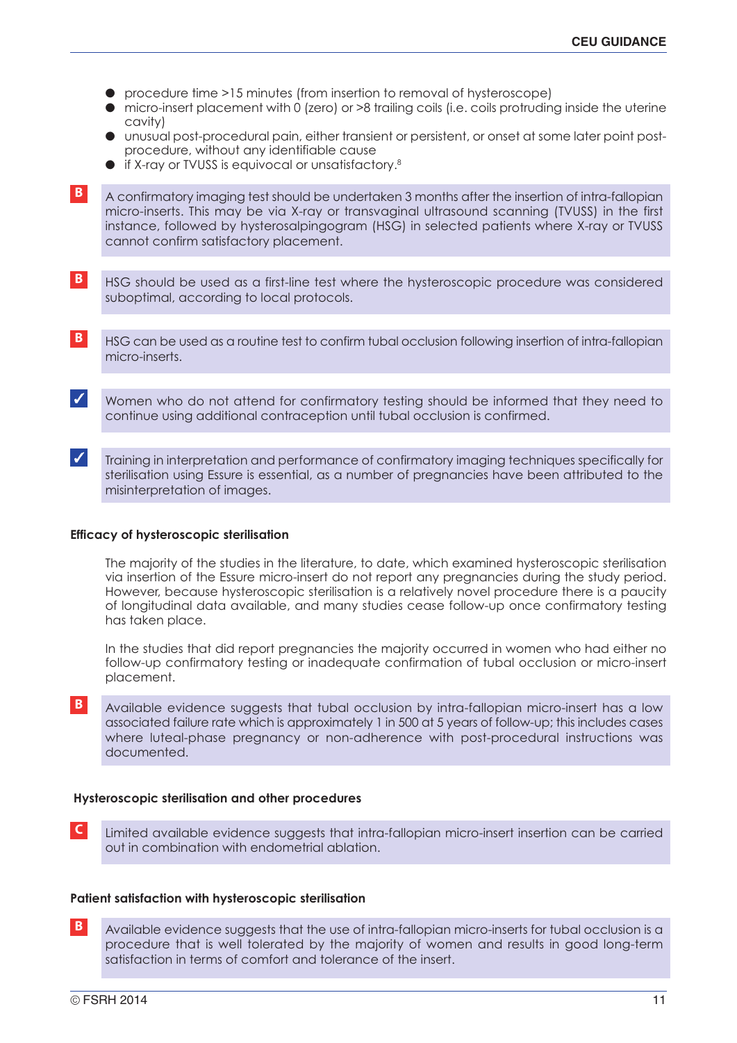- procedure time >15 minutes (from insertion to removal of hysteroscope)
- micro-insert placement with 0 (zero) or >8 trailing coils (i.e. coils protruding inside the uterine cavity)
- unusual post-procedural pain, either transient or persistent, or onset at some later point post-procedure, without any identifiable cause
- if X-ray or TVUSS is equivocal or unsatisfactory.[8]

**B** A confirmatory imaging test should be undertaken 3 months after the insertion of intra-fallopian micro-inserts. This may be via X-ray or transvaginal ultrasound scanning (TVUSS) in the first instance, followed by hysterosalpingogram (HSG) in selected patients where X-ray or TVUSS cannot confirm satisfactory placement.

**B** HSG should be used as a first-line test where the hysteroscopic procedure was considered suboptimal, according to local protocols.

**B** HSG can be used as a routine test to confirm tubal occlusion following insertion of intra-fallopian micro-inserts.

✓ Women who do not attend for confirmatory testing should be informed that they need to continue using additional contraception until tubal occlusion is confirmed.

✓ Training in interpretation and performance of confirmatory imaging techniques specifically for sterilisation using Essure is essential, as a number of pregnancies have been attributed to the misinterpretation of images.

**Efficacy of hysteroscopic sterilisation**

The majority of the studies in the literature, to date, which examined hysteroscopic sterilisation via insertion of the Essure micro-insert do not report any pregnancies during the study period. However, because hysteroscopic sterilisation is a relatively novel procedure there is a paucity of longitudinal data available, and many studies cease follow-up once confirmatory testing has taken place.

In the studies that did report pregnancies the majority occurred in women who had either no follow-up confirmatory testing or inadequate confirmation of tubal occlusion or micro-insert placement.

**B** Available evidence suggests that tubal occlusion by intra-fallopian micro-insert has a low associated failure rate which is approximately 1 in 500 at 5 years of follow-up; this includes cases where luteal-phase pregnancy or non-adherence with post-procedural instructions was documented.

**Hysteroscopic sterilisation and other procedures**

**C** Limited available evidence suggests that intra-fallopian micro-insert insertion can be carried out in combination with endometrial ablation.

**Patient satisfaction with hysteroscopic sterilisation**

**B** Available evidence suggests that the use of intra-fallopian micro-inserts for tubal occlusion is a procedure that is well tolerated by the majority of women and results in good long-term satisfaction in terms of comfort and tolerance of the insert.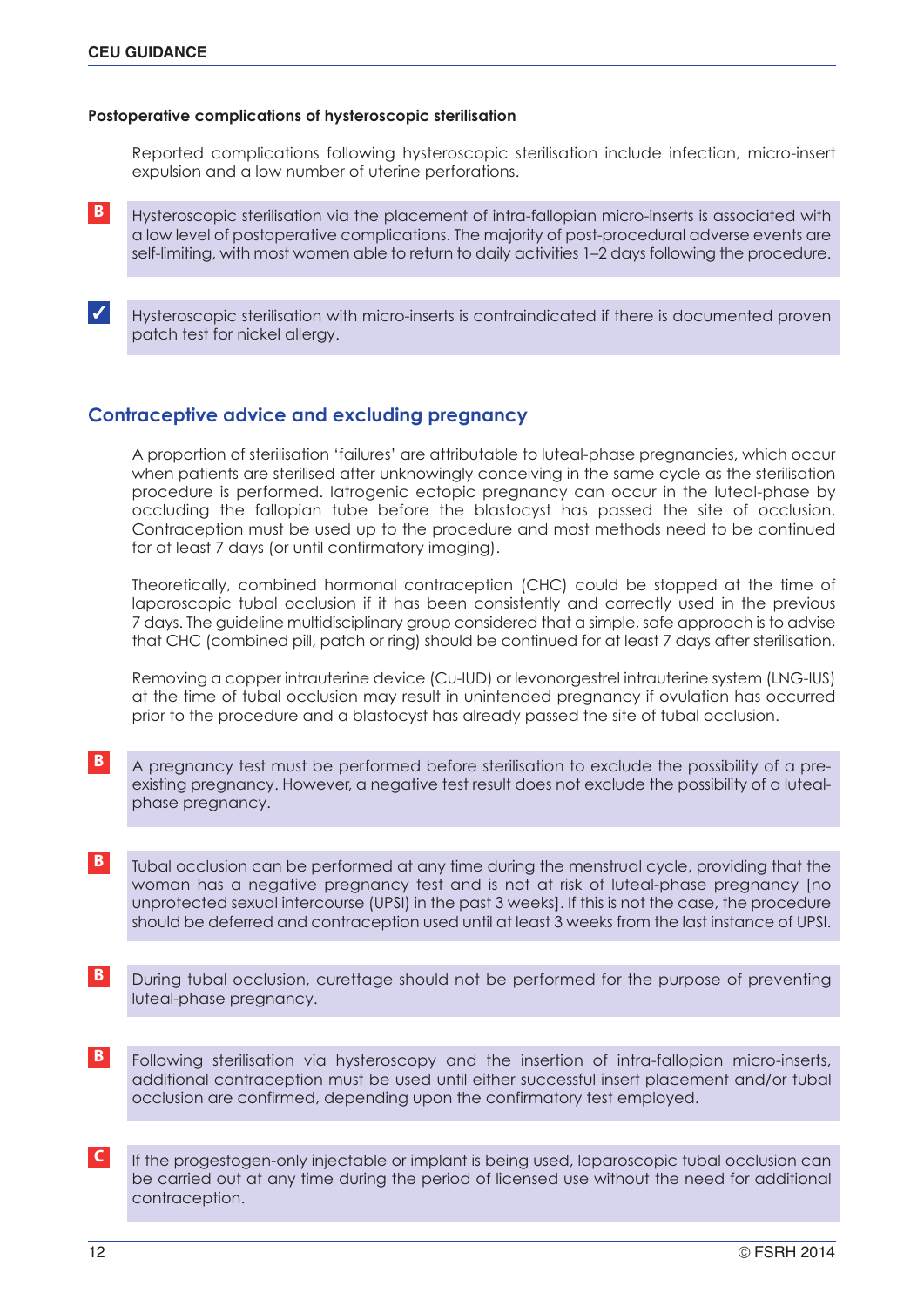#### Postoperative complications of hysteroscopic sterilisation

Reported complications following hysteroscopic sterilisation include infection, micro-insert expulsion and a low number of uterine perforations.

**B** Hysteroscopic sterilisation via the placement of intra-fallopian micro-inserts is associated with a low level of postoperative complications. The majority of post-procedural adverse events are self-limiting, with most women able to return to daily activities 1–2 days following the procedure.

**✓** Hysteroscopic sterilisation with micro-inserts is contraindicated if there is documented proven patch test for nickel allergy.

## Contraceptive advice and excluding pregnancy

A proportion of sterilisation 'failures' are attributable to luteal-phase pregnancies, which occur when patients are sterilised after unknowingly conceiving in the same cycle as the sterilisation procedure is performed. Iatrogenic ectopic pregnancy can occur in the luteal-phase by occluding the fallopian tube before the blastocyst has passed the site of occlusion. Contraception must be used up to the procedure and most methods need to be continued for at least 7 days (or until confirmatory imaging).

Theoretically, combined hormonal contraception (CHC) could be stopped at the time of laparoscopic tubal occlusion if it has been consistently and correctly used in the previous 7 days. The guideline multidisciplinary group considered that a simple, safe approach is to advise that CHC (combined pill, patch or ring) should be continued for at least 7 days after sterilisation.

Removing a copper intrauterine device (Cu-IUD) or levonorgestrel intrauterine system (LNG-IUS) at the time of tubal occlusion may result in unintended pregnancy if ovulation has occurred prior to the procedure and a blastocyst has already passed the site of tubal occlusion.

**B** A pregnancy test must be performed before sterilisation to exclude the possibility of a pre-existing pregnancy. However, a negative test result does not exclude the possibility of a luteal-phase pregnancy.

**B** Tubal occlusion can be performed at any time during the menstrual cycle, providing that the woman has a negative pregnancy test and is not at risk of luteal-phase pregnancy [no unprotected sexual intercourse (UPSI) in the past 3 weeks]. If this is not the case, the procedure should be deferred and contraception used until at least 3 weeks from the last instance of UPSI.

**B** During tubal occlusion, curettage should not be performed for the purpose of preventing luteal-phase pregnancy.

**B** Following sterilisation via hysteroscopy and the insertion of intra-fallopian micro-inserts, additional contraception must be used until either successful insert placement and/or tubal occlusion are confirmed, depending upon the confirmatory test employed.

**C** If the progestogen-only injectable or implant is being used, laparoscopic tubal occlusion can be carried out at any time during the period of licensed use without the need for additional contraception.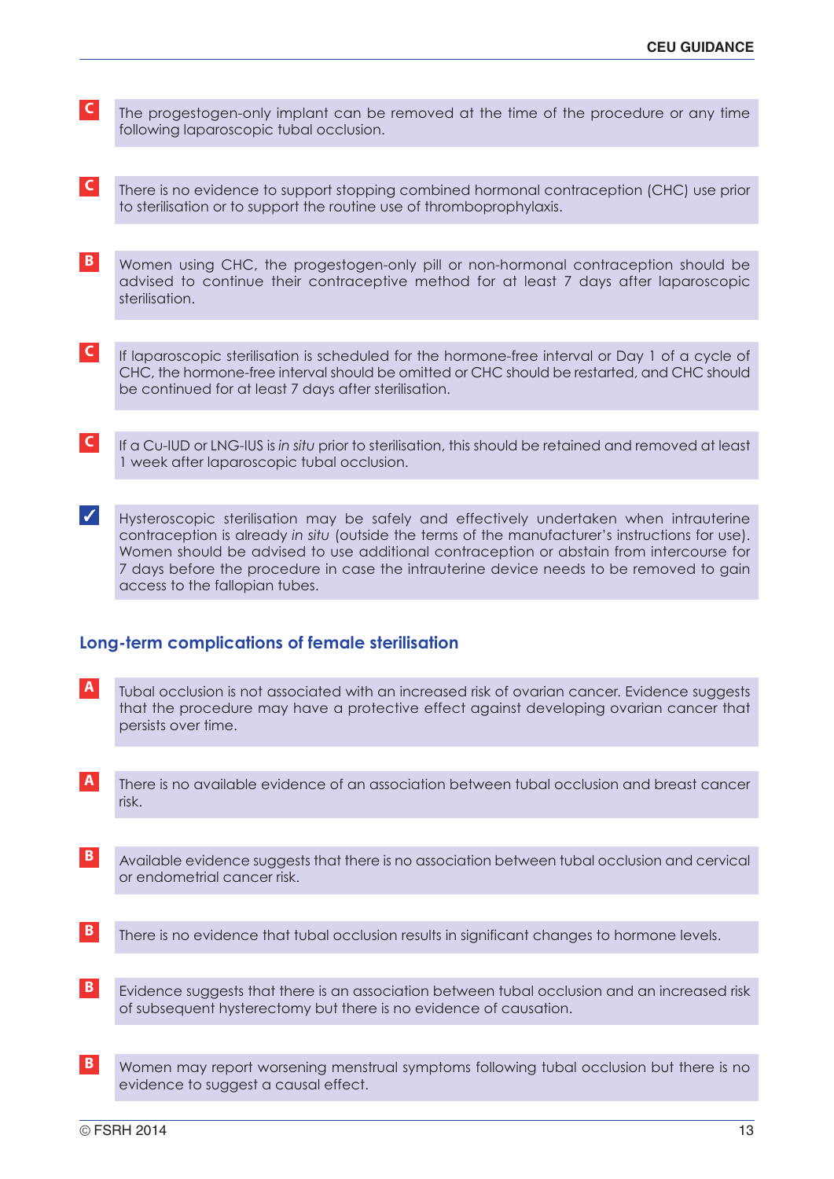**C** The progestogen-only implant can be removed at the time of the procedure or any time following laparoscopic tubal occlusion.

**C** There is no evidence to support stopping combined hormonal contraception (CHC) use prior to sterilisation or to support the routine use of thromboprophylaxis.

**B** Women using CHC, the progestogen-only pill or non-hormonal contraception should be advised to continue their contraceptive method for at least 7 days after laparoscopic sterilisation.

**C** If laparoscopic sterilisation is scheduled for the hormone-free interval or Day 1 of a cycle of CHC, the hormone-free interval should be omitted or CHC should be restarted, and CHC should be continued for at least 7 days after sterilisation.

**C** If a Cu-IUD or LNG-IUS is *in situ* prior to sterilisation, this should be retained and removed at least 1 week after laparoscopic tubal occlusion.

**✓** Hysteroscopic sterilisation may be safely and effectively undertaken when intrauterine contraception is already *in situ* (outside the terms of the manufacturer's instructions for use). Women should be advised to use additional contraception or abstain from intercourse for 7 days before the procedure in case the intrauterine device needs to be removed to gain access to the fallopian tubes.

## Long-term complications of female sterilisation

**A** Tubal occlusion is not associated with an increased risk of ovarian cancer. Evidence suggests that the procedure may have a protective effect against developing ovarian cancer that persists over time.

**A** There is no available evidence of an association between tubal occlusion and breast cancer risk.

**B** Available evidence suggests that there is no association between tubal occlusion and cervical or endometrial cancer risk.

**B** There is no evidence that tubal occlusion results in significant changes to hormone levels.

**B** Evidence suggests that there is an association between tubal occlusion and an increased risk of subsequent hysterectomy but there is no evidence of causation.

**B** Women may report worsening menstrual symptoms following tubal occlusion but there is no evidence to suggest a causal effect.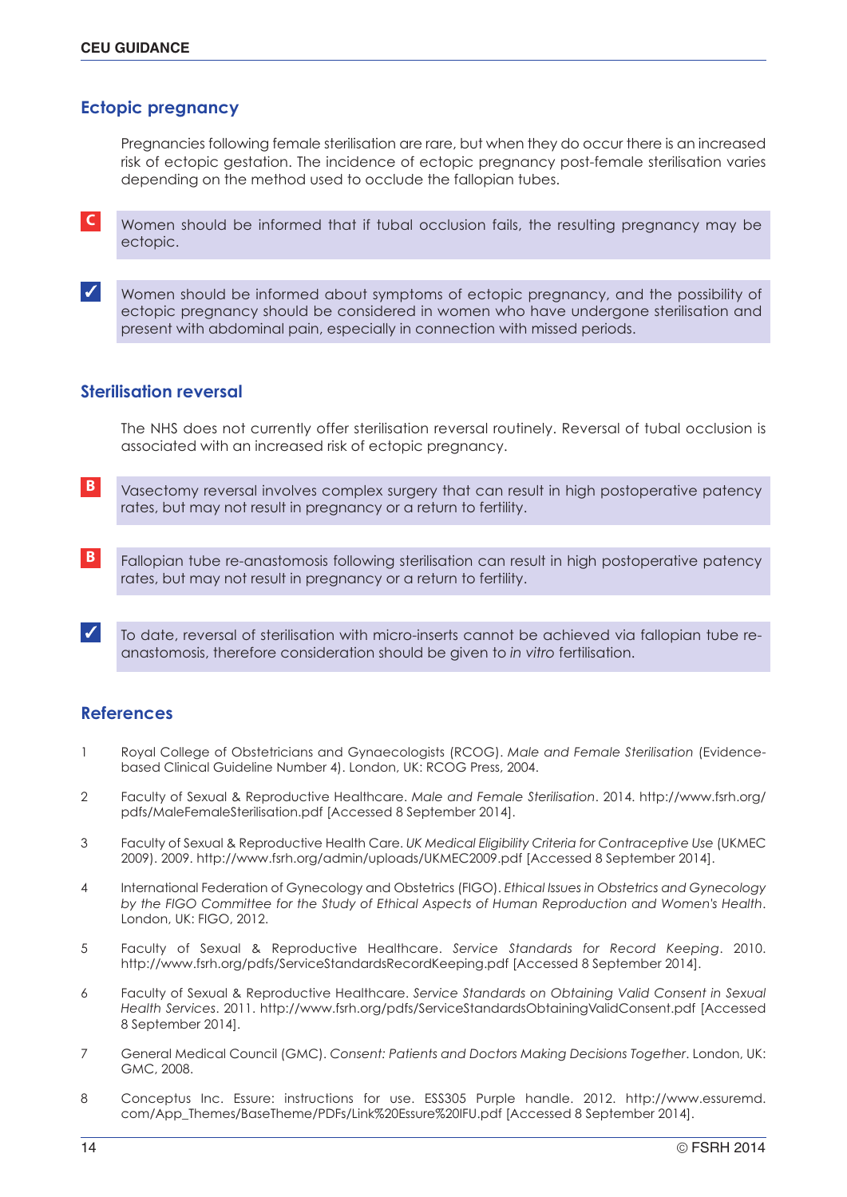## Ectopic pregnancy

Pregnancies following female sterilisation are rare, but when they do occur there is an increased risk of ectopic gestation. The incidence of ectopic pregnancy post-female sterilisation varies depending on the method used to occlude the fallopian tubes.

**C** Women should be informed that if tubal occlusion fails, the resulting pregnancy may be ectopic.

**✓** Women should be informed about symptoms of ectopic pregnancy, and the possibility of ectopic pregnancy should be considered in women who have undergone sterilisation and present with abdominal pain, especially in connection with missed periods.

## Sterilisation reversal

The NHS does not currently offer sterilisation reversal routinely. Reversal of tubal occlusion is associated with an increased risk of ectopic pregnancy.

**B** Vasectomy reversal involves complex surgery that can result in high postoperative patency rates, but may not result in pregnancy or a return to fertility.

**B** Fallopian tube re-anastomosis following sterilisation can result in high postoperative patency rates, but may not result in pregnancy or a return to fertility.

**✓** To date, reversal of sterilisation with micro-inserts cannot be achieved via fallopian tube re-anastomosis, therefore consideration should be given to *in vitro* fertilisation.

## References

1. Royal College of Obstetricians and Gynaecologists (RCOG). *Male and Female Sterilisation* (Evidence-based Clinical Guideline Number 4). London, UK: RCOG Press, 2004.
2. Faculty of Sexual & Reproductive Healthcare. *Male and Female Sterilisation*. 2014. http://www.fsrh.org/pdfs/MaleFemaleSterilisation.pdf [Accessed 8 September 2014].
3. Faculty of Sexual & Reproductive Health Care. *UK Medical Eligibility Criteria for Contraceptive Use* (UKMEC 2009). 2009. http://www.fsrh.org/admin/uploads/UKMEC2009.pdf [Accessed 8 September 2014].
4. International Federation of Gynecology and Obstetrics (FIGO). *Ethical Issues in Obstetrics and Gynecology by the FIGO Committee for the Study of Ethical Aspects of Human Reproduction and Women's Health*. London, UK: FIGO, 2012.
5. Faculty of Sexual & Reproductive Healthcare. *Service Standards for Record Keeping*. 2010. http://www.fsrh.org/pdfs/ServiceStandardsRecordKeeping.pdf [Accessed 8 September 2014].
6. Faculty of Sexual & Reproductive Healthcare. *Service Standards on Obtaining Valid Consent in Sexual Health Services*. 2011. http://www.fsrh.org/pdfs/ServiceStandardsObtainingValidConsent.pdf [Accessed 8 September 2014].
7. General Medical Council (GMC). *Consent: Patients and Doctors Making Decisions Together*. London, UK: GMC, 2008.
8. Conceptus Inc. Essure: instructions for use. ESS305 Purple handle. 2012. http://www.essuremd.com/App_Themes/BaseTheme/PDFs/Link%20Essure%20IFU.pdf [Accessed 8 September 2014].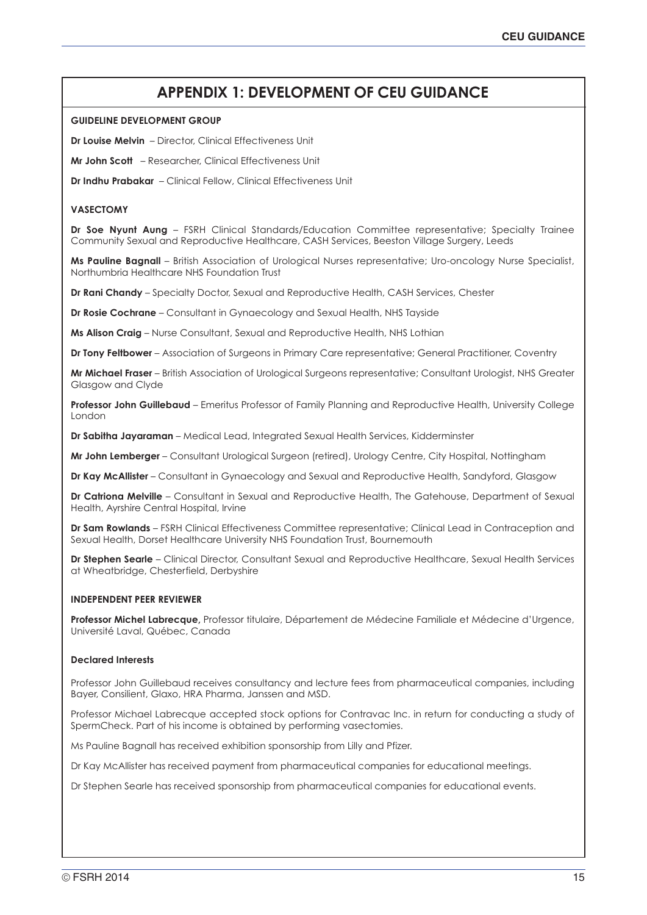# APPENDIX 1: DEVELOPMENT OF CEU GUIDANCE

### GUIDELINE DEVELOPMENT GROUP

**Dr Louise Melvin** – Director, Clinical Effectiveness Unit

**Mr John Scott** – Researcher, Clinical Effectiveness Unit

**Dr Indhu Prabakar** – Clinical Fellow, Clinical Effectiveness Unit

### VASECTOMY

**Dr Soe Nyunt Aung** – FSRH Clinical Standards/Education Committee representative; Specialty Trainee Community Sexual and Reproductive Healthcare, CASH Services, Beeston Village Surgery, Leeds

**Ms Pauline Bagnall** – British Association of Urological Nurses representative; Uro-oncology Nurse Specialist, Northumbria Healthcare NHS Foundation Trust

**Dr Rani Chandy** – Specialty Doctor, Sexual and Reproductive Health, CASH Services, Chester

**Dr Rosie Cochrane** – Consultant in Gynaecology and Sexual Health, NHS Tayside

**Ms Alison Craig** – Nurse Consultant, Sexual and Reproductive Health, NHS Lothian

**Dr Tony Feltbower** – Association of Surgeons in Primary Care representative; General Practitioner, Coventry

**Mr Michael Fraser** – British Association of Urological Surgeons representative; Consultant Urologist, NHS Greater Glasgow and Clyde

**Professor John Guillebaud** – Emeritus Professor of Family Planning and Reproductive Health, University College London

**Dr Sabitha Jayaraman** – Medical Lead, Integrated Sexual Health Services, Kidderminster

**Mr John Lemberger** – Consultant Urological Surgeon (retired), Urology Centre, City Hospital, Nottingham

**Dr Kay McAllister** – Consultant in Gynaecology and Sexual and Reproductive Health, Sandyford, Glasgow

**Dr Catriona Melville** – Consultant in Sexual and Reproductive Health, The Gatehouse, Department of Sexual Health, Ayrshire Central Hospital, Irvine

**Dr Sam Rowlands** – FSRH Clinical Effectiveness Committee representative; Clinical Lead in Contraception and Sexual Health, Dorset Healthcare University NHS Foundation Trust, Bournemouth

**Dr Stephen Searle** – Clinical Director, Consultant Sexual and Reproductive Healthcare, Sexual Health Services at Wheatbridge, Chesterfield, Derbyshire

### INDEPENDENT PEER REVIEWER

**Professor Michel Labrecque,** Professor titulaire, Département de Médecine Familiale et Médecine d'Urgence, Université Laval, Québec, Canada

### Declared Interests

Professor John Guillebaud receives consultancy and lecture fees from pharmaceutical companies, including Bayer, Consilient, Glaxo, HRA Pharma, Janssen and MSD.

Professor Michael Labrecque accepted stock options for Contravac Inc. in return for conducting a study of SpermCheck. Part of his income is obtained by performing vasectomies.

Ms Pauline Bagnall has received exhibition sponsorship from Lilly and Pfizer.

Dr Kay McAllister has received payment from pharmaceutical companies for educational meetings.

Dr Stephen Searle has received sponsorship from pharmaceutical companies for educational events.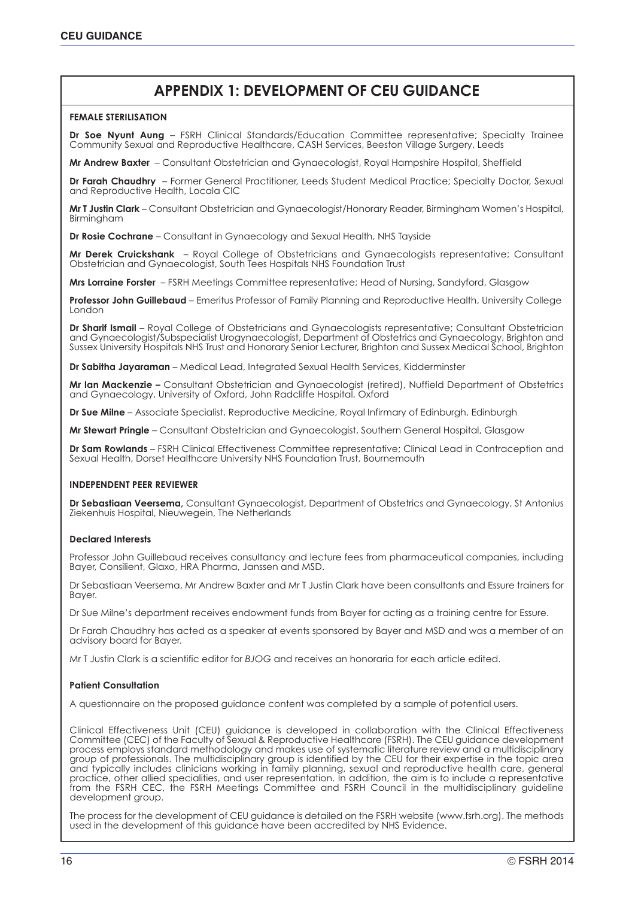# APPENDIX 1: DEVELOPMENT OF CEU GUIDANCE

## FEMALE STERILISATION

**Dr Soe Nyunt Aung** – FSRH Clinical Standards/Education Committee representative; Specialty Trainee Community Sexual and Reproductive Healthcare, CASH Services, Beeston Village Surgery, Leeds

**Mr Andrew Baxter** – Consultant Obstetrician and Gynaecologist, Royal Hampshire Hospital, Sheffield

**Dr Farah Chaudhry** – Former General Practitioner, Leeds Student Medical Practice; Specialty Doctor, Sexual and Reproductive Health, Locala CIC

**Mr T Justin Clark** – Consultant Obstetrician and Gynaecologist/Honorary Reader, Birmingham Women's Hospital, Birmingham

**Dr Rosie Cochrane** – Consultant in Gynaecology and Sexual Health, NHS Tayside

**Mr Derek Cruickshank** – Royal College of Obstetricians and Gynaecologists representative; Consultant Obstetrician and Gynaecologist, South Tees Hospitals NHS Foundation Trust

**Mrs Lorraine Forster** – FSRH Meetings Committee representative; Head of Nursing, Sandyford, Glasgow

**Professor John Guillebaud** – Emeritus Professor of Family Planning and Reproductive Health, University College London

**Dr Sharif Ismail** – Royal College of Obstetricians and Gynaecologists representative; Consultant Obstetrician and Gynaecologist/Subspecialist Urogynaecologist, Department of Obstetrics and Gynaecology, Brighton and Sussex University Hospitals NHS Trust and Honorary Senior Lecturer, Brighton and Sussex Medical School, Brighton

**Dr Sabitha Jayaraman** – Medical Lead, Integrated Sexual Health Services, Kidderminster

**Mr Ian Mackenzie –** Consultant Obstetrician and Gynaecologist (retired), Nuffield Department of Obstetrics and Gynaecology, University of Oxford, John Radcliffe Hospital, Oxford

**Dr Sue Milne** – Associate Specialist, Reproductive Medicine, Royal Infirmary of Edinburgh, Edinburgh

**Mr Stewart Pringle** – Consultant Obstetrician and Gynaecologist, Southern General Hospital, Glasgow

**Dr Sam Rowlands** – FSRH Clinical Effectiveness Committee representative; Clinical Lead in Contraception and Sexual Health, Dorset Healthcare University NHS Foundation Trust, Bournemouth

## INDEPENDENT PEER REVIEWER

**Dr Sebastiaan Veersema,** Consultant Gynaecologist, Department of Obstetrics and Gynaecology, St Antonius Ziekenhuis Hospital, Nieuwegein, The Netherlands

### Declared Interests

Professor John Guillebaud receives consultancy and lecture fees from pharmaceutical companies, including Bayer, Consilient, Glaxo, HRA Pharma, Janssen and MSD.

Dr Sebastiaan Veersema, Mr Andrew Baxter and Mr T Justin Clark have been consultants and Essure trainers for Bayer.

Dr Sue Milne's department receives endowment funds from Bayer for acting as a training centre for Essure.

Dr Farah Chaudhry has acted as a speaker at events sponsored by Bayer and MSD and was a member of an advisory board for Bayer.

Mr T Justin Clark is a scientific editor for *BJOG* and receives an honoraria for each article edited.

### Patient Consultation

A questionnaire on the proposed guidance content was completed by a sample of potential users.

Clinical Effectiveness Unit (CEU) guidance is developed in collaboration with the Clinical Effectiveness Committee (CEC) of the Faculty of Sexual & Reproductive Healthcare (FSRH). The CEU guidance development process employs standard methodology and makes use of systematic literature review and a multidisciplinary group of professionals. The multidisciplinary group is identified by the CEU for their expertise in the topic area and typically includes clinicians working in family planning, sexual and reproductive health care, general practice, other allied specialities, and user representation. In addition, the aim is to include a representative from the FSRH CEC, the FSRH Meetings Committee and FSRH Council in the multidisciplinary guideline development group.

The process for the development of CEU guidance is detailed on the FSRH website (www.fsrh.org). The methods used in the development of this guidance have been accredited by NHS Evidence.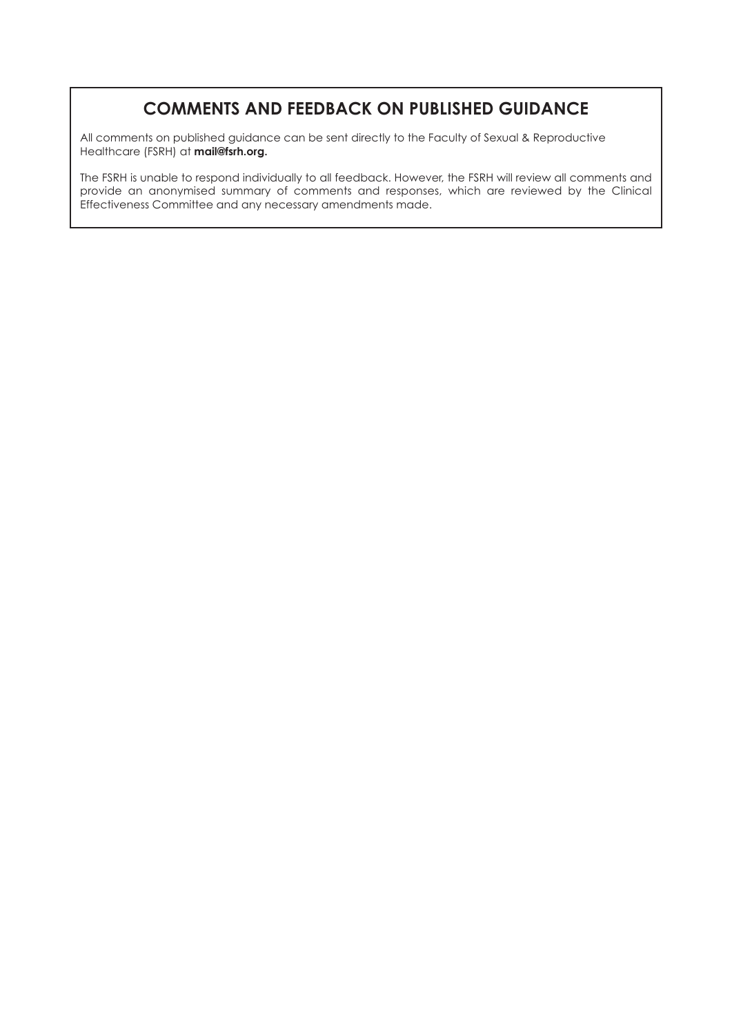## COMMENTS AND FEEDBACK ON PUBLISHED GUIDANCE

All comments on published guidance can be sent directly to the Faculty of Sexual & Reproductive Healthcare (FSRH) at **mail@fsrh.org.**

The FSRH is unable to respond individually to all feedback. However, the FSRH will review all comments and provide an anonymised summary of comments and responses, which are reviewed by the Clinical Effectiveness Committee and any necessary amendments made.